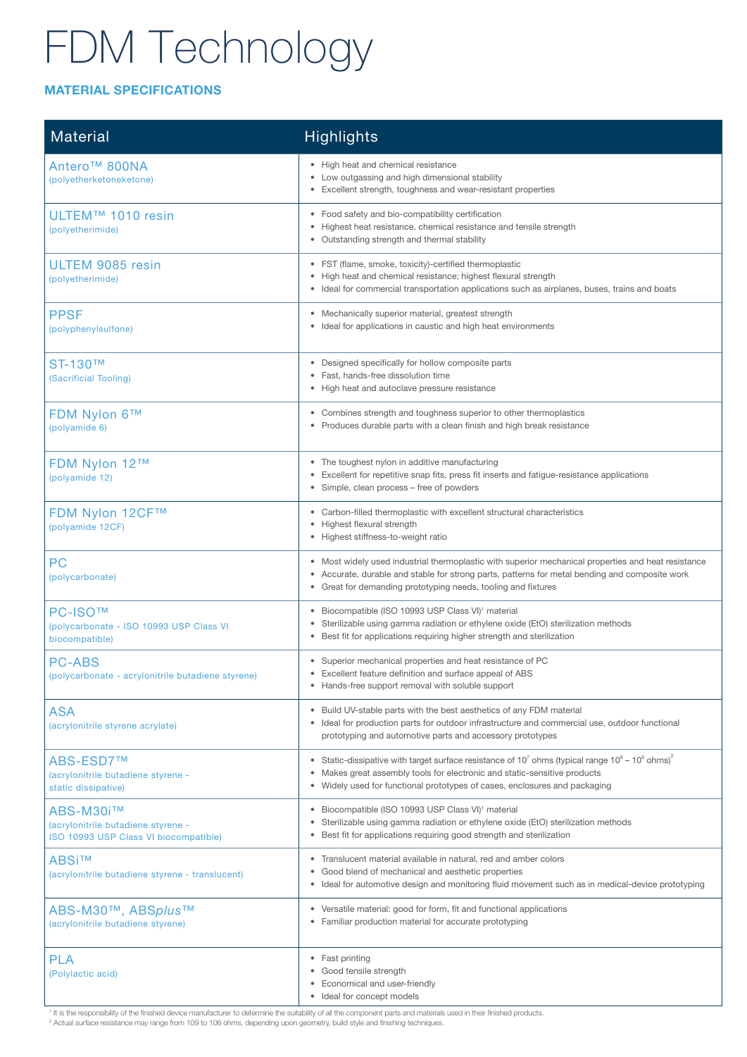# FDM Technology

## MATERIAL SPECIFICATIONS

| Material | Highlights |
|---|---|
| Antero™ 800NA (polyetherketoneketone) | • High heat and chemical resistance<br>• Low outgassing and high dimensional stability<br>• Excellent strength, toughness and wear-resistant properties |
| ULTEM™ 1010 resin (polyetherimide) | • Food safety and bio-compatibility certification<br>• Highest heat resistance, chemical resistance and tensile strength<br>• Outstanding strength and thermal stability |
| ULTEM 9085 resin (polyetherimide) | • FST (flame, smoke, toxicity)-certified thermoplastic<br>• High heat and chemical resistance; highest flexural strength<br>• Ideal for commercial transportation applications such as airplanes, buses, trains and boats |
| PPSF (polyphenylsulfone) | • Mechanically superior material, greatest strength<br>• Ideal for applications in caustic and high heat environments |
| ST-130™ (Sacrificial Tooling) | • Designed specifically for hollow composite parts<br>• Fast, hands-free dissolution time<br>• High heat and autoclave pressure resistance |
| FDM Nylon 6™ (polyamide 6) | • Combines strength and toughness superior to other thermoplastics<br>• Produces durable parts with a clean finish and high break resistance |
| FDM Nylon 12™ (polyamide 12) | • The toughest nylon in additive manufacturing<br>• Excellent for repetitive snap fits, press fit inserts and fatigue-resistance applications<br>• Simple, clean process – free of powders |
| FDM Nylon 12CF™ (polyamide 12CF) | • Carbon-filled thermoplastic with excellent structural characteristics<br>• Highest flexural strength<br>• Highest stiffness-to-weight ratio |
| PC (polycarbonate) | • Most widely used industrial thermoplastic with superior mechanical properties and heat resistance<br>• Accurate, durable and stable for strong parts, patterns for metal bending and composite work<br>• Great for demanding prototyping needs, tooling and fixtures |
| PC-ISO™ (polycarbonate - ISO 10993 USP Class VI biocompatible) | • Biocompatible (ISO 10993 USP Class VI)[1] material<br>• Sterilizable using gamma radiation or ethylene oxide (EtO) sterilization methods<br>• Best fit for applications requiring higher strength and sterilization |
| PC-ABS (polycarbonate - acrylonitrile butadiene styrene) | • Superior mechanical properties and heat resistance of PC<br>• Excellent feature definition and surface appeal of ABS<br>• Hands-free support removal with soluble support |
| ASA (acrylonitrile styrene acrylate) | • Build UV-stable parts with the best aesthetics of any FDM material<br>• Ideal for production parts for outdoor infrastructure and commercial use, outdoor functional prototyping and automotive parts and accessory prototypes |
| ABS-ESD7™ (acrylonitrile butadiene styrene - static dissipative) | • Static-dissipative with target surface resistance of $10^7$ ohms (typical range $10^9$ – $10^6$ ohms)[2]<br>• Makes great assembly tools for electronic and static-sensitive products<br>• Widely used for functional prototypes of cases, enclosures and packaging |
| ABS-M30i™ (acrylonitrile butadiene styrene - ISO 10993 USP Class VI biocompatible) | • Biocompatible (ISO 10993 USP Class VI)[1] material<br>• Sterilizable using gamma radiation or ethylene oxide (EtO) sterilization methods<br>• Best fit for applications requiring good strength and sterilization |
| ABSi™ (acrylonitrile butadiene styrene - translucent) | • Translucent material available in natural, red and amber colors<br>• Good blend of mechanical and aesthetic properties<br>• Ideal for automotive design and monitoring fluid movement such as in medical-device prototyping |
| ABS-M30™, ABS*plus*™ (acrylonitrile butadiene styrene) | • Versatile material: good for form, fit and functional applications<br>• Familiar production material for accurate prototyping |
| PLA (Polylactic acid) | • Fast printing<br>• Good tensile strength<br>• Economical and user-friendly<br>• Ideal for concept models |

[1] It is the responsibility of the finished device manufacturer to determine the suitability of all the component parts and materials used in their finished products.

[2] Actual surface resistance may range from 109 to 106 ohms, depending upon geometry, build style and finishing techniques.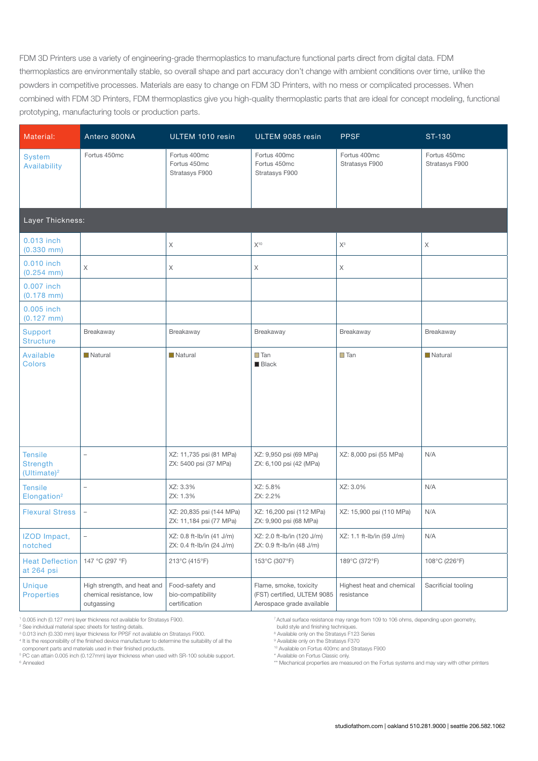FDM 3D Printers use a variety of engineering-grade thermoplastics to manufacture functional parts direct from digital data. FDM thermoplastics are environmentally stable, so overall shape and part accuracy don't change with ambient conditions over time, unlike the powders in competitive processes. Materials are easy to change on FDM 3D Printers, with no mess or complicated processes. When combined with FDM 3D Printers, FDM thermoplastics give you high-quality thermoplastic parts that are ideal for concept modeling, functional prototyping, manufacturing tools or production parts.

| Material: | Antero 800NA | ULTEM 1010 resin | ULTEM 9085 resin | PPSF | ST-130 |
|---|---|---|---|---|---|
| System Availability | Fortus 450mc | Fortus 400mc<br>Fortus 450mc<br>Stratasys F900 | Fortus 400mc<br>Fortus 450mc<br>Stratasys F900 | Fortus 400mc<br>Stratasys F900 | Fortus 450mc<br>Stratasys F900 |
| **Layer Thickness:** | | | | | |
| 0.013 inch (0.330 mm) | | X | X[10] | X[3] | X |
| 0.010 inch (0.254 mm) | X | X | X | X | |
| 0.007 inch (0.178 mm) | | | | | |
| 0.005 inch (0.127 mm) | | | | | |
| Support Structure | Breakaway | Breakaway | Breakaway | Breakaway | Breakaway |
| Available Colors | Natural | Natural | Tan<br>Black | Tan | Natural |
| Tensile Strength (Ultimate)[2] | – | XZ: 11,735 psi (81 MPa)<br>ZX: 5400 psi (37 MPa) | XZ: 9,950 psi (69 MPa)<br>ZX: 6,100 psi (42 (MPa) | XZ: 8,000 psi (55 MPa) | N/A |
| Tensile Elongation[2] | – | XZ: 3.3%<br>ZX: 1.3% | XZ: 5.8%<br>ZX: 2.2% | XZ: 3.0% | N/A |
| Flexural Stress | – | XZ: 20,835 psi (144 MPa)<br>ZX: 11,184 psi (77 MPa) | XZ: 16,200 psi (112 MPa)<br>ZX: 9,900 psi (68 MPa) | XZ: 15,900 psi (110 MPa) | N/A |
| IZOD Impact, notched | – | XZ: 0.8 ft-lb/in (41 J/m)<br>ZX: 0.4 ft-lb/in (24 J/m) | XZ: 2.0 ft-lb/in (120 J/m)<br>ZX: 0.9 ft-lb/in (48 J/m) | XZ: 1.1 ft-lb/in (59 J/m) | N/A |
| Heat Deflection at 264 psi | 147 °C (297 °F) | 213°C (415°F) | 153°C (307°F) | 189°C (372°F) | 108°C (226°F) |
| Unique Properties | High strength, and heat and chemical resistance, low outgassing | Food-safety and bio-compatibility certification | Flame, smoke, toxicity (FST) certified, ULTEM 9085 Aerospace grade available | Highest heat and chemical resistance | Sacrificial tooling |

[1] 0.005 inch (0.127 mm) layer thickness not available for Stratasys F900.
[2] See individual material spec sheets for testing details.
[3] 0.013 inch (0.330 mm) layer thickness for PPSF not available on Stratasys F900.
[4] It is the responsibility of the finished device manufacturer to determine the suitability of all the component parts and materials used in their finished products.
[5] PC can attain 0.005 inch (0.127mm) layer thickness when used with SR-100 soluble support.
[6] Annealed
[7] Actual surface resistance may range from 109 to 106 ohms, depending upon geometry, build style and finishing techniques.
[8] Available only on the Stratasys F123 Series
[9] Available only on the Stratasys F370
[10] Available on Fortus 400mc and Stratasys F900
* Available on Fortus Classic only.
** Mechanical properties are measured on the Fortus systems and may vary with other printers

studiofathom.com | oakland 510.281.9000 | seattle 206.582.1062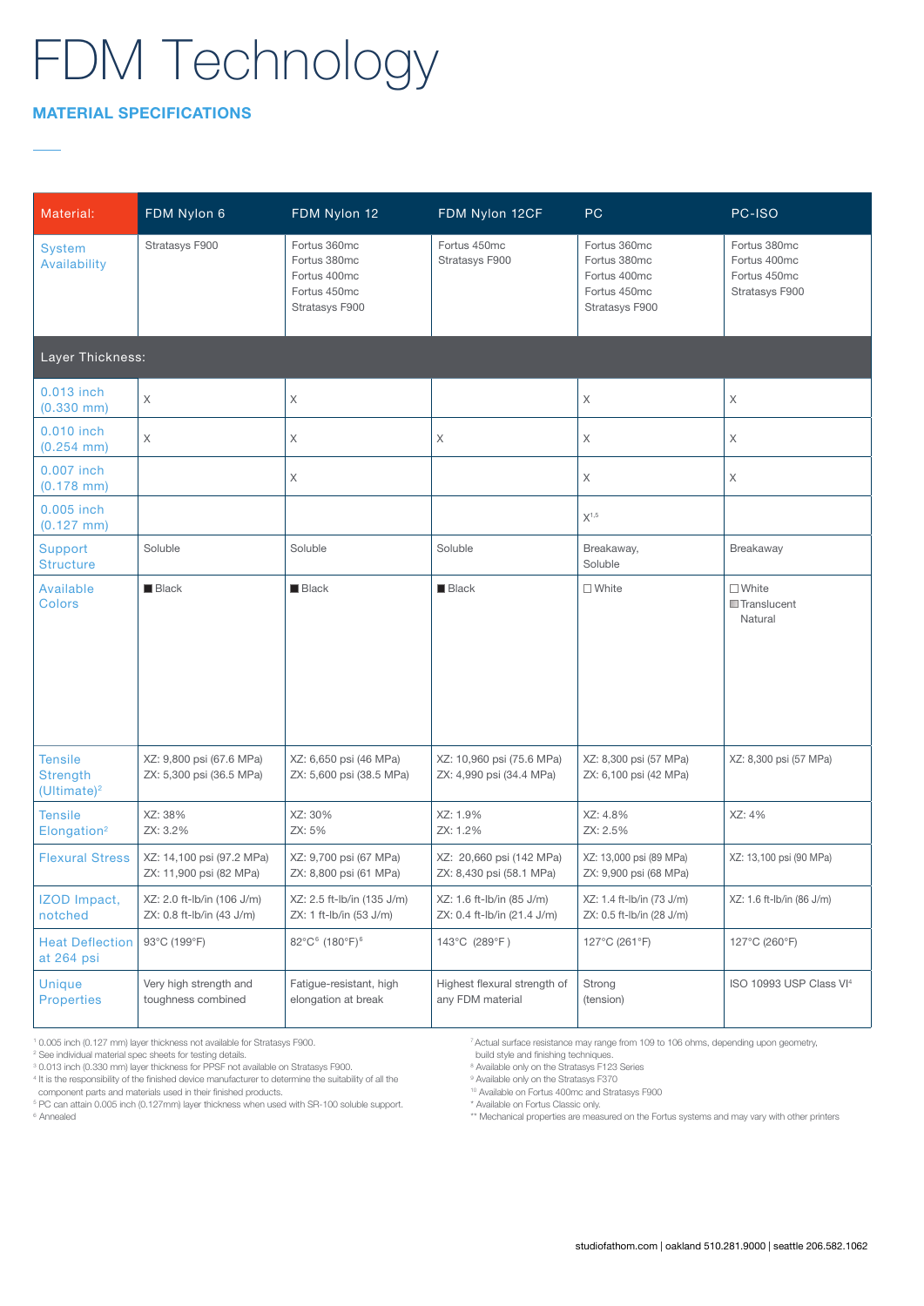# FDM Technology

## MATERIAL SPECIFICATIONS

| Material: | FDM Nylon 6 | FDM Nylon 12 | FDM Nylon 12CF | PC | PC-ISO |
|---|---|---|---|---|---|
| System Availability | Stratasys F900 | Fortus 360mc<br>Fortus 380mc<br>Fortus 400mc<br>Fortus 450mc<br>Stratasys F900 | Fortus 450mc<br>Stratasys F900 | Fortus 360mc<br>Fortus 380mc<br>Fortus 400mc<br>Fortus 450mc<br>Stratasys F900 | Fortus 380mc<br>Fortus 400mc<br>Fortus 450mc<br>Stratasys F900 |
| **Layer Thickness:** | | | | | |
| 0.013 inch (0.330 mm) | X | X | | X | X |
| 0.010 inch (0.254 mm) | X | X | X | X | X |
| 0.007 inch (0.178 mm) | | X | | X | X |
| 0.005 inch (0.127 mm) | | | | X[1,5] | |
| Support Structure | Soluble | Soluble | Soluble | Breakaway, Soluble | Breakaway |
| Available Colors | ■ Black | ■ Black | ■ Black | □ White | □ White<br>▨ Translucent Natural |
| Tensile Strength (Ultimate)[2] | XZ: 9,800 psi (67.6 MPa)<br>ZX: 5,300 psi (36.5 MPa) | XZ: 6,650 psi (46 MPa)<br>ZX: 5,600 psi (38.5 MPa) | XZ: 10,960 psi (75.6 MPa)<br>ZX: 4,990 psi (34.4 MPa) | XZ: 8,300 psi (57 MPa)<br>ZX: 6,100 psi (42 MPa) | XZ: 8,300 psi (57 MPa) |
| Tensile Elongation[2] | XZ: 38%<br>ZX: 3.2% | XZ: 30%<br>ZX: 5% | XZ: 1.9%<br>ZX: 1.2% | XZ: 4.8%<br>ZX: 2.5% | XZ: 4% |
| Flexural Stress | XZ: 14,100 psi (97.2 MPa)<br>ZX: 11,900 psi (82 MPa) | XZ: 9,700 psi (67 MPa)<br>ZX: 8,800 psi (61 MPa) | XZ: 20,660 psi (142 MPa)<br>ZX: 8,430 psi (58.1 MPa) | XZ: 13,000 psi (89 MPa)<br>ZX: 9,900 psi (68 MPa) | XZ: 13,100 psi (90 MPa) |
| IZOD Impact, notched | XZ: 2.0 ft-lb/in (106 J/m)<br>ZX: 0.8 ft-lb/in (43 J/m) | XZ: 2.5 ft-lb/in (135 J/m)<br>ZX: 1 ft-lb/in (53 J/m) | XZ: 1.6 ft-lb/in (85 J/m)<br>ZX: 0.4 ft-lb/in (21.4 J/m) | XZ: 1.4 ft-lb/in (73 J/m)<br>ZX: 0.5 ft-lb/in (28 J/m) | XZ: 1.6 ft-lb/in (86 J/m) |
| Heat Deflection at 264 psi | 93°C (199°F) | 82°C[6] (180°F)[6] | 143°C (289°F ) | 127°C (261°F) | 127°C (260°F) |
| Unique Properties | Very high strength and toughness combined | Fatigue-resistant, high elongation at break | Highest flexural strength of any FDM material | Strong (tension) | ISO 10993 USP Class VI[4] |

[1] 0.005 inch (0.127 mm) layer thickness not available for Stratasys F900.
[2] See individual material spec sheets for testing details.
[3] 0.013 inch (0.330 mm) layer thickness for PPSF not available on Stratasys F900.
[4] It is the responsibility of the finished device manufacturer to determine the suitability of all the component parts and materials used in their finished products.
[5] PC can attain 0.005 inch (0.127mm) layer thickness when used with SR-100 soluble support.
[6] Annealed
[7] Actual surface resistance may range from 109 to 106 ohms, depending upon geometry, build style and finishing techniques.
[8] Available only on the Stratasys F123 Series
[9] Available only on the Stratasys F370
[10] Available on Fortus 400mc and Stratasys F900
* Available on Fortus Classic only.
** Mechanical properties are measured on the Fortus systems and may vary with other printers

studiofathom.com | oakland 510.281.9000 | seattle 206.582.1062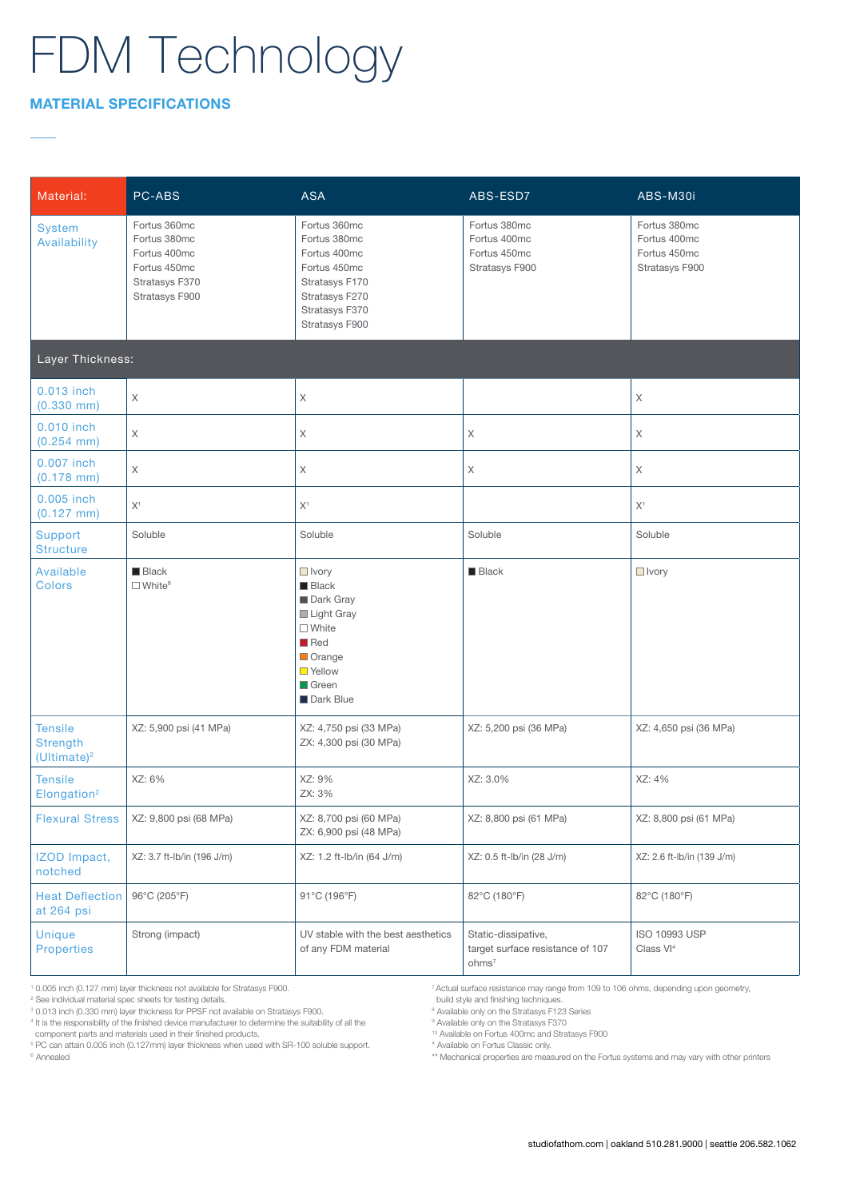# FDM Technology

## MATERIAL SPECIFICATIONS

| Material: | PC-ABS | ASA | ABS-ESD7 | ABS-M30i |
|---|---|---|---|---|
| System Availability | Fortus 360mc<br>Fortus 380mc<br>Fortus 400mc<br>Fortus 450mc<br>Stratasys F370<br>Stratasys F900 | Fortus 360mc<br>Fortus 380mc<br>Fortus 400mc<br>Fortus 450mc<br>Stratasys F170<br>Stratasys F270<br>Stratasys F370<br>Stratasys F900 | Fortus 380mc<br>Fortus 400mc<br>Fortus 450mc<br>Stratasys F900 | Fortus 380mc<br>Fortus 400mc<br>Fortus 450mc<br>Stratasys F900 |
| **Layer Thickness:** | | | | |
| 0.013 inch (0.330 mm) | X | X | | X |
| 0.010 inch (0.254 mm) | X | X | X | X |
| 0.007 inch (0.178 mm) | X | X | X | X |
| 0.005 inch (0.127 mm) | X[1] | X[1] | | X[1] |
| Support Structure | Soluble | Soluble | Soluble | Soluble |
| Available Colors | Black<br>White[9] | Ivory<br>Black<br>Dark Gray<br>Light Gray<br>White<br>Red<br>Orange<br>Yellow<br>Green<br>Dark Blue | Black | Ivory |
| Tensile Strength (Ultimate)[2] | XZ: 5,900 psi (41 MPa) | XZ: 4,750 psi (33 MPa)<br>ZX: 4,300 psi (30 MPa) | XZ: 5,200 psi (36 MPa) | XZ: 4,650 psi (36 MPa) |
| Tensile Elongation[2] | XZ: 6% | XZ: 9%<br>ZX: 3% | XZ: 3.0% | XZ: 4% |
| Flexural Stress | XZ: 9,800 psi (68 MPa) | XZ: 8,700 psi (60 MPa)<br>ZX: 6,900 psi (48 MPa) | XZ: 8,800 psi (61 MPa) | XZ: 8,800 psi (61 MPa) |
| IZOD Impact, notched | XZ: 3.7 ft-lb/in (196 J/m) | XZ: 1.2 ft-lb/in (64 J/m) | XZ: 0.5 ft-lb/in (28 J/m) | XZ: 2.6 ft-lb/in (139 J/m) |
| Heat Deflection at 264 psi | 96°C (205°F) | 91°C (196°F) | 82°C (180°F) | 82°C (180°F) |
| Unique Properties | Strong (impact) | UV stable with the best aesthetics of any FDM material | Static-dissipative, target surface resistance of 107 ohms[7] | ISO 10993 USP Class VI[4] |

[1] 0.005 inch (0.127 mm) layer thickness not available for Stratasys F900.
[2] See individual material spec sheets for testing details.
[3] 0.013 inch (0.330 mm) layer thickness for PPSF not available on Stratasys F900.
[4] It is the responsibility of the finished device manufacturer to determine the suitability of all the component parts and materials used in their finished products.
[5] PC can attain 0.005 inch (0.127mm) layer thickness when used with SR-100 soluble support.
[6] Annealed
[7] Actual surface resistance may range from 109 to 106 ohms, depending upon geometry, build style and finishing techniques.
[8] Available only on the Stratasys F123 Series
[9] Available only on the Stratasys F370
[10] Available on Fortus 400mc and Stratasys F900
* Available on Fortus Classic only.
** Mechanical properties are measured on the Fortus systems and may vary with other printers

studiofathom.com | oakland 510.281.9000 | seattle 206.582.1062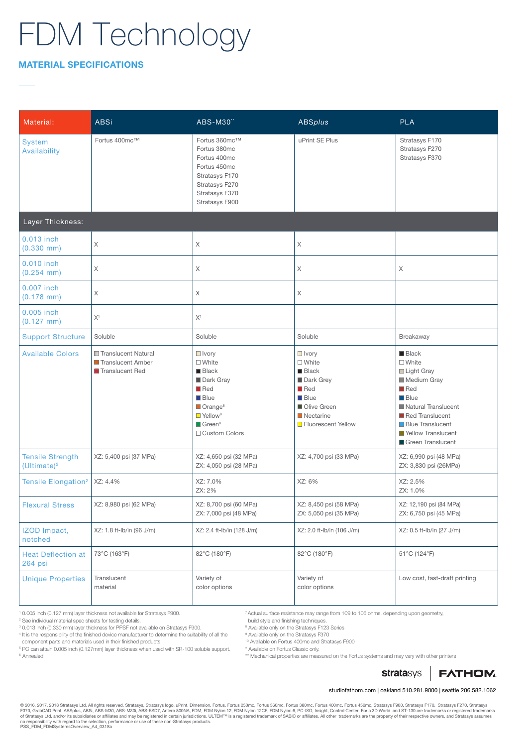# FDM Technology

## MATERIAL SPECIFICATIONS

| Material: | ABSi | ABS-M30** | ABS*plus* | PLA |
|---|---|---|---|---|
| System Availability | Fortus 400mc™ | Fortus 360mc™<br>Fortus 380mc<br>Fortus 400mc<br>Fortus 450mc<br>Stratasys F170<br>Stratasys F270<br>Stratasys F370<br>Stratasys F900 | uPrint SE Plus | Stratasys F170<br>Stratasys F270<br>Stratasys F370 |
| **Layer Thickness:** | | | | |
| 0.013 inch (0.330 mm) | X | X | X | |
| 0.010 inch (0.254 mm) | X | X | X | X |
| 0.007 inch (0.178 mm) | X | X | X | |
| 0.005 inch (0.127 mm) | X[1] | X[1] | | |
| Support Structure | Soluble | Soluble | Soluble | Breakaway |
| Available Colors | Translucent Natural<br>Translucent Amber<br>Translucent Red | Ivory<br>White<br>Black<br>Dark Gray<br>Red<br>Blue<br>Orange[8]<br>Yellow[8]<br>Green[8]<br>Custom Colors | Ivory<br>White<br>Black<br>Dark Grey<br>Red<br>Blue<br>Olive Green<br>Nectarine<br>Fluorescent Yellow | Black<br>White<br>Light Gray<br>Medium Gray<br>Red<br>Blue<br>Natural Translucent<br>Red Translucent<br>Blue Translucent<br>Yellow Translucent<br>Green Translucent |
| Tensile Strength (Ultimate)[2] | XZ: 5,400 psi (37 MPa) | XZ: 4,650 psi (32 MPa)<br>ZX: 4,050 psi (28 MPa) | XZ: 4,700 psi (33 MPa) | XZ: 6,990 psi (48 MPa)<br>ZX: 3,830 psi (26MPa) |
| Tensile Elongation[2] | XZ: 4.4% | XZ: 7.0%<br>ZX: 2% | XZ: 6% | XZ: 2.5%<br>ZX: 1.0% |
| Flexural Stress | XZ: 8,980 psi (62 MPa) | XZ: 8,700 psi (60 MPa)<br>ZX: 7,000 psi (48 MPa) | XZ: 8,450 psi (58 MPa)<br>ZX: 5,050 psi (35 MPa) | XZ: 12,190 psi (84 MPa)<br>ZX: 6,750 psi (45 MPa) |
| IZOD Impact, notched | XZ: 1.8 ft-lb/in (96 J/m) | XZ: 2.4 ft-lb/in (128 J/m) | XZ: 2.0 ft-lb/in (106 J/m) | XZ: 0.5 ft-lb/in (27 J/m) |
| Heat Deflection at 264 psi | 73°C (163°F) | 82°C (180°F) | 82°C (180°F) | 51°C (124°F) |
| Unique Properties | Translucent material | Variety of color options | Variety of color options | Low cost, fast-draft printing |

[1] 0.005 inch (0.127 mm) layer thickness not available for Stratasys F900.
[2] See individual material spec sheets for testing details.
[3] 0.013 inch (0.330 mm) layer thickness for PPSF not available on Stratasys F900.
[4] It is the responsibility of the finished device manufacturer to determine the suitability of all the component parts and materials used in their finished products.
[5] PC can attain 0.005 inch (0.127mm) layer thickness when used with SR-100 soluble support.
[6] Annealed
[7] Actual surface resistance may range from 109 to 106 ohms, depending upon geometry, build style and finishing techniques.
[8] Available only on the Stratasys F123 Series
[9] Available only on the Stratasys F370
[10] Available on Fortus 400mc and Stratasys F900
* Available on Fortus Classic only.
** Mechanical properties are measured on the Fortus systems and may vary with other printers

stratasys | FATHOM

studiofathom.com | oakland 510.281.9000 | seattle 206.582.1062

© 2016, 2017, 2018 Stratasys Ltd. All rights reserved. Stratasys, Stratasys logo, uPrint, Dimension, Fortus, Fortus 250mc, Fortus 360mc, Fortus 380mc, Fortus 400mc, Fortus 450mc, Stratasys F900, Stratasys F170, Stratasys F270, Stratasys F370, GrabCAD Print, ABSplus, ABSi, ABS-M30, ABS-M30i, ABS-ESD7, Antero 800NA, FDM, FDM Nylon 12, FDM Nylon 12CF, FDM Nylon 6, PC-ISO, Insight, Control Center, For a 3D World and ST-130 are trademarks or registered trademarks of Stratasys Ltd. and/or its subsidiaries or affiliates and may be registered in certain jurisdictions. ULTEM™ is a registered trademark of SABIC or affiliates. All other trademarks are the property of their respective owners, and Stratasys assumes no responsibility with regard to the selection, performance or use of these non-Stratasys products.
PSS_FDM_FDMSystemsOverview_A4_0318a